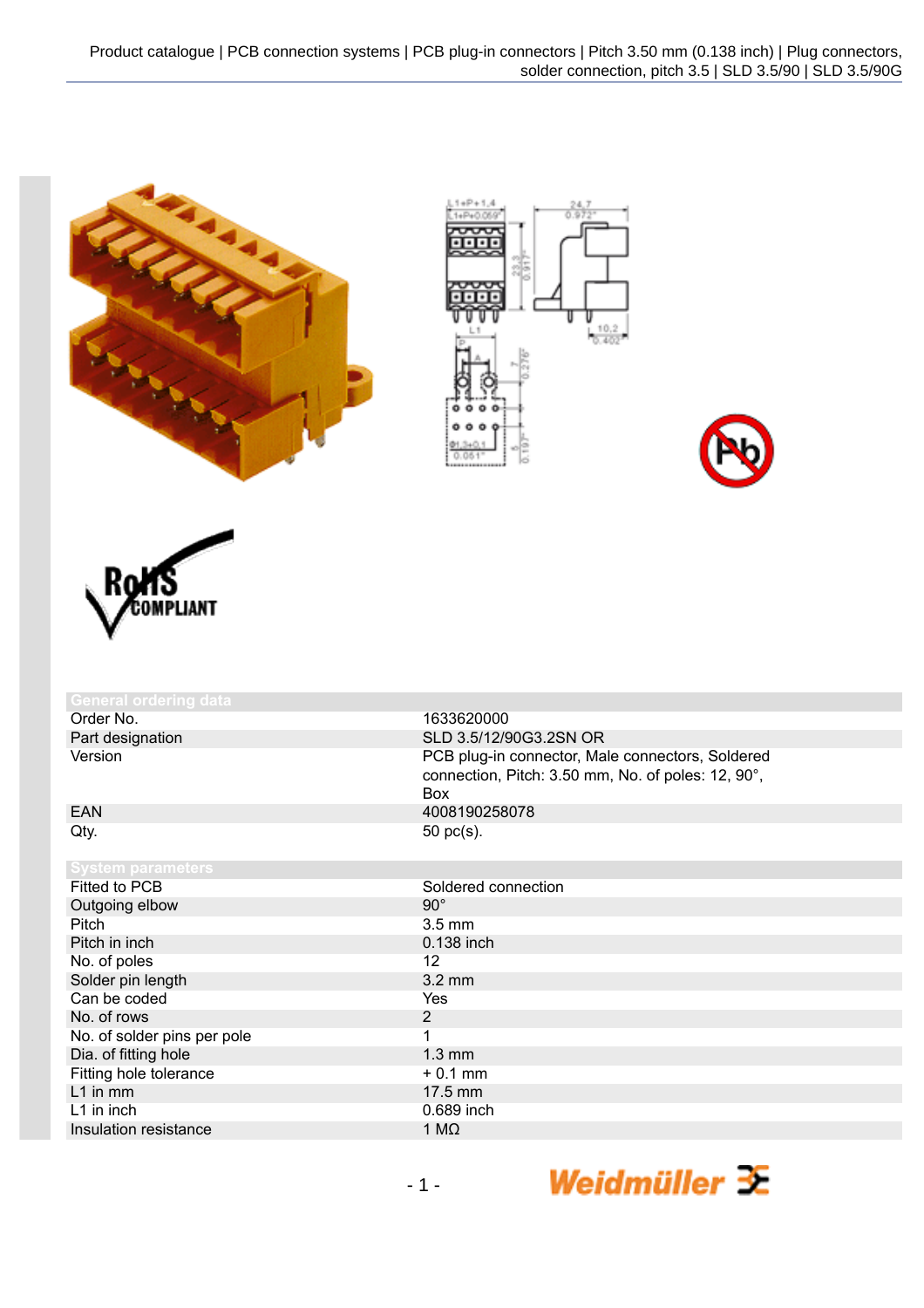## General ordering data

| | |
|---|---|
| Order No. | 1633620000 |
| Part designation | SLD 3.5/12/90G3.2SN OR |
| Version | PCB plug-in connector, Male connectors, Soldered connection, Pitch: 3.50 mm, No. of poles: 12, 90°, Box |
| EAN | 4008190258078 |
| Qty. | 50 pc(s). |

## System parameters

| | |
|---|---|
| Fitted to PCB | Soldered connection |
| Outgoing elbow | 90° |
| Pitch | 3.5 mm |
| Pitch in inch | 0.138 inch |
| No. of poles | 12 |
| Solder pin length | 3.2 mm |
| Can be coded | Yes |
| No. of rows | 2 |
| No. of solder pins per pole | 1 |
| Dia. of fitting hole | 1.3 mm |
| Fitting hole tolerance | + 0.1 mm |
| L1 in mm | 17.5 mm |
| L1 in inch | 0.689 inch |
| Insulation resistance | 1 MΩ |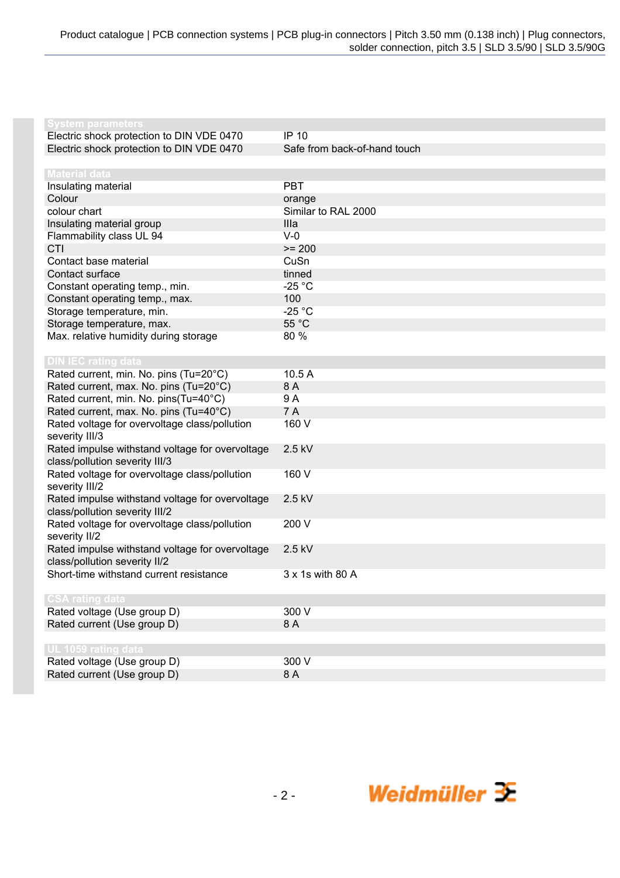## System parameters

| | |
|---|---|
| Electric shock protection to DIN VDE 0470 | IP 10 |
| Electric shock protection to DIN VDE 0470 | Safe from back-of-hand touch |

## Material data

| | |
|---|---|
| Insulating material | PBT |
| Colour | orange |
| colour chart | Similar to RAL 2000 |
| Insulating material group | IIIa |
| Flammability class UL 94 | V-0 |
| CTI | >= 200 |
| Contact base material | CuSn |
| Contact surface | tinned |
| Constant operating temp., min. | -25 °C |
| Constant operating temp., max. | 100 |
| Storage temperature, min. | -25 °C |
| Storage temperature, max. | 55 °C |
| Max. relative humidity during storage | 80 % |

## DIN IEC rating data

| | |
|---|---|
| Rated current, min. No. pins (Tu=20°C) | 10.5 A |
| Rated current, max. No. pins (Tu=20°C) | 8 A |
| Rated current, min. No. pins(Tu=40°C) | 9 A |
| Rated current, max. No. pins (Tu=40°C) | 7 A |
| Rated voltage for overvoltage class/pollution severity III/3 | 160 V |
| Rated impulse withstand voltage for overvoltage class/pollution severity III/3 | 2.5 kV |
| Rated voltage for overvoltage class/pollution severity III/2 | 160 V |
| Rated impulse withstand voltage for overvoltage class/pollution severity III/2 | 2.5 kV |
| Rated voltage for overvoltage class/pollution severity II/2 | 200 V |
| Rated impulse withstand voltage for overvoltage class/pollution severity II/2 | 2.5 kV |
| Short-time withstand current resistance | 3 x 1s with 80 A |

## CSA rating data

| | |
|---|---|
| Rated voltage (Use group D) | 300 V |
| Rated current (Use group D) | 8 A |

## UL 1059 rating data

| | |
|---|---|
| Rated voltage (Use group D) | 300 V |
| Rated current (Use group D) | 8 A |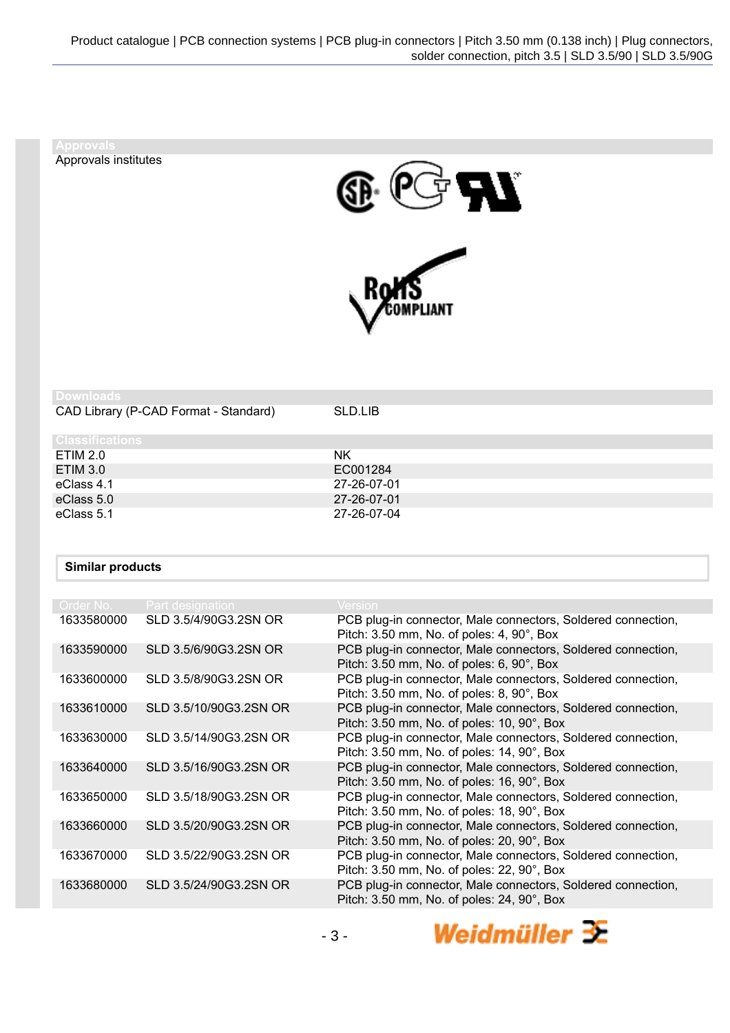## Approvals

Approvals institutes

## Downloads

| | |
|---|---|
| CAD Library (P-CAD Format - Standard) | SLD.LIB |

## Classifications

| | |
|---|---|
| ETIM 2.0 | NK |
| ETIM 3.0 | EC001284 |
| eClass 4.1 | 27-26-07-01 |
| eClass 5.0 | 27-26-07-01 |
| eClass 5.1 | 27-26-07-04 |

## Similar products

| Order No. | Part designation | Version |
|---|---|---|
| 1633580000 | SLD 3.5/4/90G3.2SN OR | PCB plug-in connector, Male connectors, Soldered connection, Pitch: 3.50 mm, No. of poles: 4, 90°, Box |
| 1633590000 | SLD 3.5/6/90G3.2SN OR | PCB plug-in connector, Male connectors, Soldered connection, Pitch: 3.50 mm, No. of poles: 6, 90°, Box |
| 1633600000 | SLD 3.5/8/90G3.2SN OR | PCB plug-in connector, Male connectors, Soldered connection, Pitch: 3.50 mm, No. of poles: 8, 90°, Box |
| 1633610000 | SLD 3.5/10/90G3.2SN OR | PCB plug-in connector, Male connectors, Soldered connection, Pitch: 3.50 mm, No. of poles: 10, 90°, Box |
| 1633630000 | SLD 3.5/14/90G3.2SN OR | PCB plug-in connector, Male connectors, Soldered connection, Pitch: 3.50 mm, No. of poles: 14, 90°, Box |
| 1633640000 | SLD 3.5/16/90G3.2SN OR | PCB plug-in connector, Male connectors, Soldered connection, Pitch: 3.50 mm, No. of poles: 16, 90°, Box |
| 1633650000 | SLD 3.5/18/90G3.2SN OR | PCB plug-in connector, Male connectors, Soldered connection, Pitch: 3.50 mm, No. of poles: 18, 90°, Box |
| 1633660000 | SLD 3.5/20/90G3.2SN OR | PCB plug-in connector, Male connectors, Soldered connection, Pitch: 3.50 mm, No. of poles: 20, 90°, Box |
| 1633670000 | SLD 3.5/22/90G3.2SN OR | PCB plug-in connector, Male connectors, Soldered connection, Pitch: 3.50 mm, No. of poles: 22, 90°, Box |
| 1633680000 | SLD 3.5/24/90G3.2SN OR | PCB plug-in connector, Male connectors, Soldered connection, Pitch: 3.50 mm, No. of poles: 24, 90°, Box |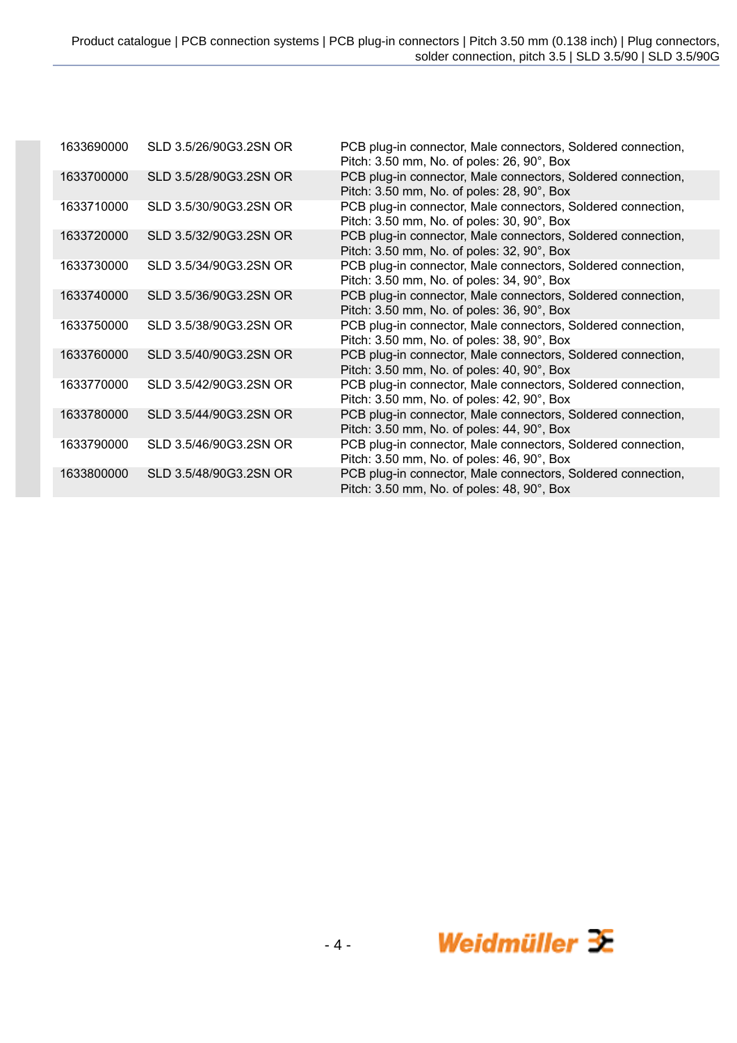| | | |
|---|---|---|
| 1633690000 | SLD 3.5/26/90G3.2SN OR | PCB plug-in connector, Male connectors, Soldered connection, Pitch: 3.50 mm, No. of poles: 26, 90°, Box |
| 1633700000 | SLD 3.5/28/90G3.2SN OR | PCB plug-in connector, Male connectors, Soldered connection, Pitch: 3.50 mm, No. of poles: 28, 90°, Box |
| 1633710000 | SLD 3.5/30/90G3.2SN OR | PCB plug-in connector, Male connectors, Soldered connection, Pitch: 3.50 mm, No. of poles: 30, 90°, Box |
| 1633720000 | SLD 3.5/32/90G3.2SN OR | PCB plug-in connector, Male connectors, Soldered connection, Pitch: 3.50 mm, No. of poles: 32, 90°, Box |
| 1633730000 | SLD 3.5/34/90G3.2SN OR | PCB plug-in connector, Male connectors, Soldered connection, Pitch: 3.50 mm, No. of poles: 34, 90°, Box |
| 1633740000 | SLD 3.5/36/90G3.2SN OR | PCB plug-in connector, Male connectors, Soldered connection, Pitch: 3.50 mm, No. of poles: 36, 90°, Box |
| 1633750000 | SLD 3.5/38/90G3.2SN OR | PCB plug-in connector, Male connectors, Soldered connection, Pitch: 3.50 mm, No. of poles: 38, 90°, Box |
| 1633760000 | SLD 3.5/40/90G3.2SN OR | PCB plug-in connector, Male connectors, Soldered connection, Pitch: 3.50 mm, No. of poles: 40, 90°, Box |
| 1633770000 | SLD 3.5/42/90G3.2SN OR | PCB plug-in connector, Male connectors, Soldered connection, Pitch: 3.50 mm, No. of poles: 42, 90°, Box |
| 1633780000 | SLD 3.5/44/90G3.2SN OR | PCB plug-in connector, Male connectors, Soldered connection, Pitch: 3.50 mm, No. of poles: 44, 90°, Box |
| 1633790000 | SLD 3.5/46/90G3.2SN OR | PCB plug-in connector, Male connectors, Soldered connection, Pitch: 3.50 mm, No. of poles: 46, 90°, Box |
| 1633800000 | SLD 3.5/48/90G3.2SN OR | PCB plug-in connector, Male connectors, Soldered connection, Pitch: 3.50 mm, No. of poles: 48, 90°, Box |